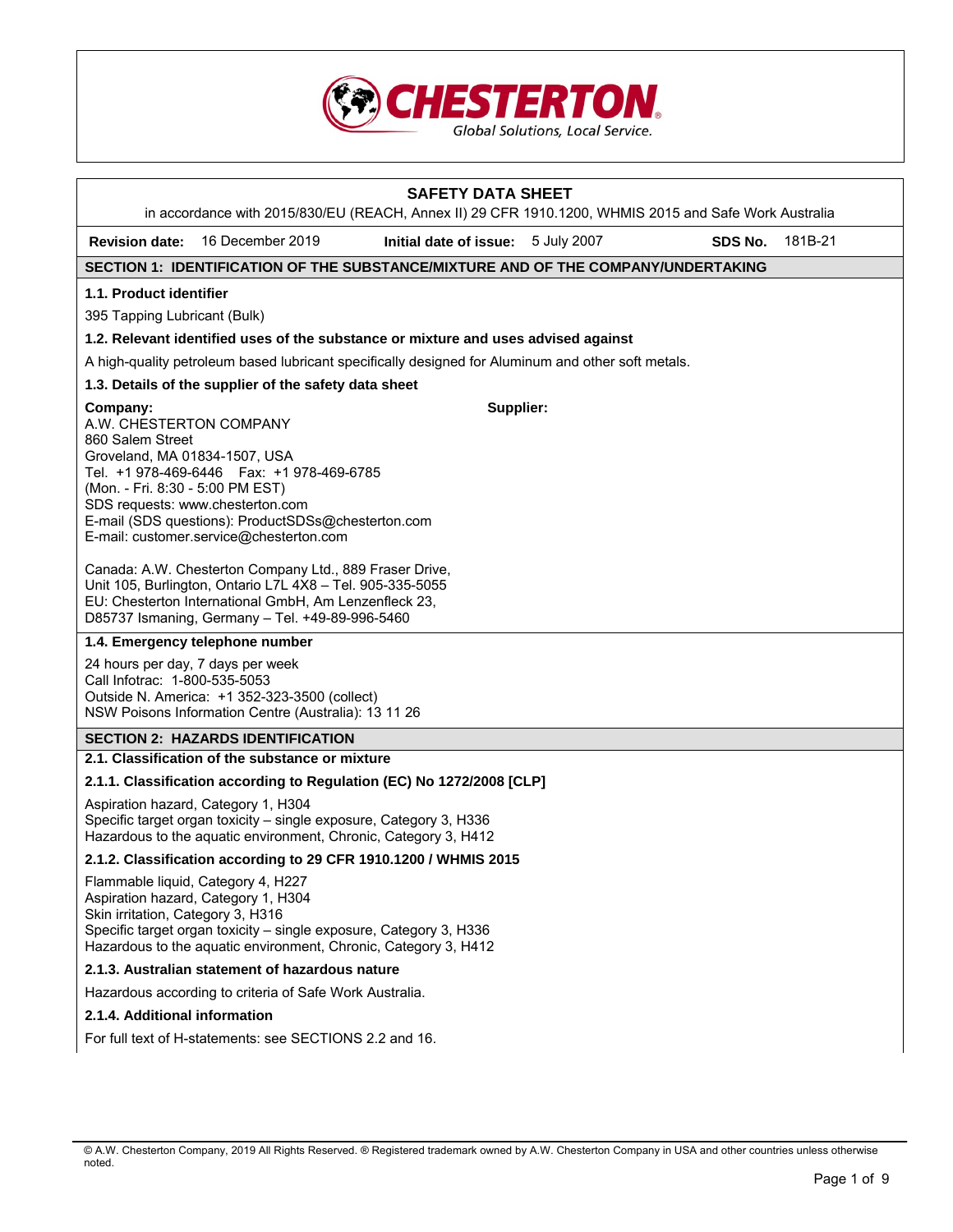CHESTERTON

Global Solutions, Local Service.

# SAFETY DATA SHEET

in accordance with 2015/830/EU (REACH, Annex II) 29 CFR 1910.1200, WHMIS 2015 and Safe Work Australia

**Revision date:** 16 December 2019 **Initial date of issue:** 5 July 2007 **SDS No.** 181B-21

## SECTION 1: IDENTIFICATION OF THE SUBSTANCE/MIXTURE AND OF THE COMPANY/UNDERTAKING

### 1.1. Product identifier

395 Tapping Lubricant (Bulk)

### 1.2. Relevant identified uses of the substance or mixture and uses advised against

A high-quality petroleum based lubricant specifically designed for Aluminum and other soft metals.

### 1.3. Details of the supplier of the safety data sheet

**Company:**

A.W. CHESTERTON COMPANY
860 Salem Street
Groveland, MA 01834-1507, USA
Tel. +1 978-469-6446 Fax: +1 978-469-6785
(Mon. - Fri. 8:30 - 5:00 PM EST)
SDS requests: www.chesterton.com
E-mail (SDS questions): ProductSDSs@chesterton.com
E-mail: customer.service@chesterton.com

Canada: A.W. Chesterton Company Ltd., 889 Fraser Drive,
Unit 105, Burlington, Ontario L7L 4X8 – Tel. 905-335-5055
EU: Chesterton International GmbH, Am Lenzenfleck 23,
D85737 Ismaning, Germany – Tel. +49-89-996-5460

**Supplier:**

### 1.4. Emergency telephone number

24 hours per day, 7 days per week
Call Infotrac: 1-800-535-5053
Outside N. America: +1 352-323-3500 (collect)
NSW Poisons Information Centre (Australia): 13 11 26

## SECTION 2: HAZARDS IDENTIFICATION

### 2.1. Classification of the substance or mixture

### 2.1.1. Classification according to Regulation (EC) No 1272/2008 [CLP]

Aspiration hazard, Category 1, H304
Specific target organ toxicity – single exposure, Category 3, H336
Hazardous to the aquatic environment, Chronic, Category 3, H412

### 2.1.2. Classification according to 29 CFR 1910.1200 / WHMIS 2015

Flammable liquid, Category 4, H227
Aspiration hazard, Category 1, H304
Skin irritation, Category 3, H316
Specific target organ toxicity – single exposure, Category 3, H336
Hazardous to the aquatic environment, Chronic, Category 3, H412

### 2.1.3. Australian statement of hazardous nature

Hazardous according to criteria of Safe Work Australia.

### 2.1.4. Additional information

For full text of H-statements: see SECTIONS 2.2 and 16.

© A.W. Chesterton Company, 2019 All Rights Reserved. ® Registered trademark owned by A.W. Chesterton Company in USA and other countries unless otherwise noted.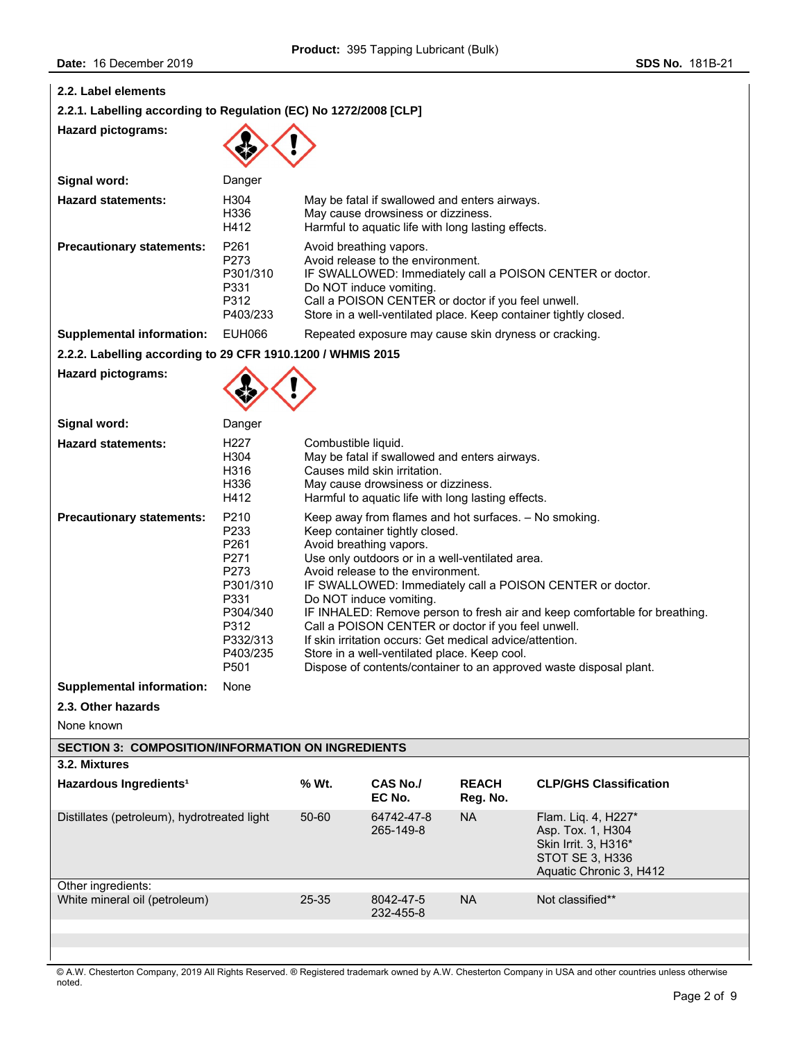### 2.2. Label elements

#### 2.2.1. Labelling according to Regulation (EC) No 1272/2008 [CLP]

**Hazard pictograms:**

**Signal word:** Danger

**Hazard statements:**

| | |
|---|---|
| H304 | May be fatal if swallowed and enters airways. |
| H336 | May cause drowsiness or dizziness. |
| H412 | Harmful to aquatic life with long lasting effects. |

**Precautionary statements:**

| | |
|---|---|
| P261 | Avoid breathing vapors. |
| P273 | Avoid release to the environment. |
| P301/310 | IF SWALLOWED: Immediately call a POISON CENTER or doctor. |
| P331 | Do NOT induce vomiting. |
| P312 | Call a POISON CENTER or doctor if you feel unwell. |
| P403/233 | Store in a well-ventilated place. Keep container tightly closed. |

**Supplemental information:** EUH066 Repeated exposure may cause skin dryness or cracking.

#### 2.2.2. Labelling according to 29 CFR 1910.1200 / WHMIS 2015

**Hazard pictograms:**

**Signal word:** Danger

**Hazard statements:**

| | |
|---|---|
| H227 | Combustible liquid. |
| H304 | May be fatal if swallowed and enters airways. |
| H316 | Causes mild skin irritation. |
| H336 | May cause drowsiness or dizziness. |
| H412 | Harmful to aquatic life with long lasting effects. |

**Precautionary statements:**

| | |
|---|---|
| P210 | Keep away from flames and hot surfaces. – No smoking. |
| P233 | Keep container tightly closed. |
| P261 | Avoid breathing vapors. |
| P271 | Use only outdoors or in a well-ventilated area. |
| P273 | Avoid release to the environment. |
| P301/310 | IF SWALLOWED: Immediately call a POISON CENTER or doctor. |
| P331 | Do NOT induce vomiting. |
| P304/340 | IF INHALED: Remove person to fresh air and keep comfortable for breathing. |
| P312 | Call a POISON CENTER or doctor if you feel unwell. |
| P332/313 | If skin irritation occurs: Get medical advice/attention. |
| P403/235 | Store in a well-ventilated place. Keep cool. |
| P501 | Dispose of contents/container to an approved waste disposal plant. |

**Supplemental information:** None

### 2.3. Other hazards

None known

## SECTION 3: COMPOSITION/INFORMATION ON INGREDIENTS

### 3.2. Mixtures

| Hazardous Ingredients[1] | % Wt. | CAS No./ EC No. | REACH Reg. No. | CLP/GHS Classification |
|---|---|---|---|---|
| Distillates (petroleum), hydrotreated light | 50-60 | 64742-47-8 265-149-8 | NA | Flam. Liq. 4, H227* Asp. Tox. 1, H304 Skin Irrit. 3, H316* STOT SE 3, H336 Aquatic Chronic 3, H412 |
| Other ingredients: | | | | |
| White mineral oil (petroleum) | 25-35 | 8042-47-5 232-455-8 | NA | Not classified** |

© A.W. Chesterton Company, 2019 All Rights Reserved. ® Registered trademark owned by A.W. Chesterton Company in USA and other countries unless otherwise noted.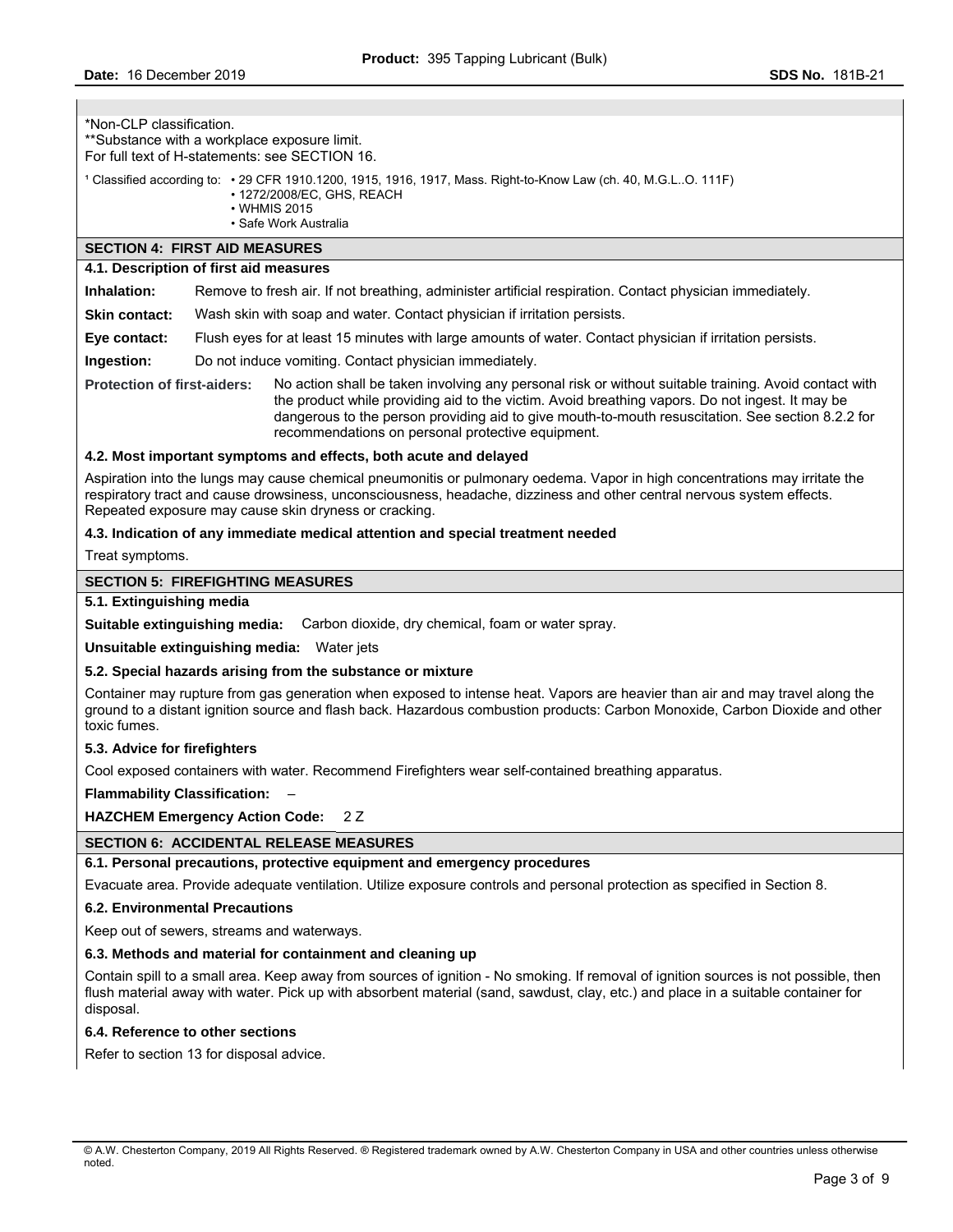*Non-CLP classification.
**Substance with a workplace exposure limit.
For full text of H-statements: see SECTION 16.

[1] Classified according to:
- 29 CFR 1910.1200, 1915, 1916, 1917, Mass. Right-to-Know Law (ch. 40, M.G.L..O. 111F)
- 1272/2008/EC, GHS, REACH
- WHMIS 2015
- Safe Work Australia

## SECTION 4: FIRST AID MEASURES

### 4.1. Description of first aid measures

**Inhalation:** Remove to fresh air. If not breathing, administer artificial respiration. Contact physician immediately.

**Skin contact:** Wash skin with soap and water. Contact physician if irritation persists.

**Eye contact:** Flush eyes for at least 15 minutes with large amounts of water. Contact physician if irritation persists.

**Ingestion:** Do not induce vomiting. Contact physician immediately.

**Protection of first-aiders:** No action shall be taken involving any personal risk or without suitable training. Avoid contact with the product while providing aid to the victim. Avoid breathing vapors. Do not ingest. It may be dangerous to the person providing aid to give mouth-to-mouth resuscitation. See section 8.2.2 for recommendations on personal protective equipment.

### 4.2. Most important symptoms and effects, both acute and delayed

Aspiration into the lungs may cause chemical pneumonitis or pulmonary oedema. Vapor in high concentrations may irritate the respiratory tract and cause drowsiness, unconsciousness, headache, dizziness and other central nervous system effects. Repeated exposure may cause skin dryness or cracking.

### 4.3. Indication of any immediate medical attention and special treatment needed

Treat symptoms.

## SECTION 5: FIREFIGHTING MEASURES

### 5.1. Extinguishing media

**Suitable extinguishing media:** Carbon dioxide, dry chemical, foam or water spray.

**Unsuitable extinguishing media:** Water jets

### 5.2. Special hazards arising from the substance or mixture

Container may rupture from gas generation when exposed to intense heat. Vapors are heavier than air and may travel along the ground to a distant ignition source and flash back. Hazardous combustion products: Carbon Monoxide, Carbon Dioxide and other toxic fumes.

### 5.3. Advice for firefighters

Cool exposed containers with water. Recommend Firefighters wear self-contained breathing apparatus.

**Flammability Classification:** –

**HAZCHEM Emergency Action Code:** 2 Z

## SECTION 6: ACCIDENTAL RELEASE MEASURES

### 6.1. Personal precautions, protective equipment and emergency procedures

Evacuate area. Provide adequate ventilation. Utilize exposure controls and personal protection as specified in Section 8.

### 6.2. Environmental Precautions

Keep out of sewers, streams and waterways.

### 6.3. Methods and material for containment and cleaning up

Contain spill to a small area. Keep away from sources of ignition - No smoking. If removal of ignition sources is not possible, then flush material away with water. Pick up with absorbent material (sand, sawdust, clay, etc.) and place in a suitable container for disposal.

### 6.4. Reference to other sections

Refer to section 13 for disposal advice.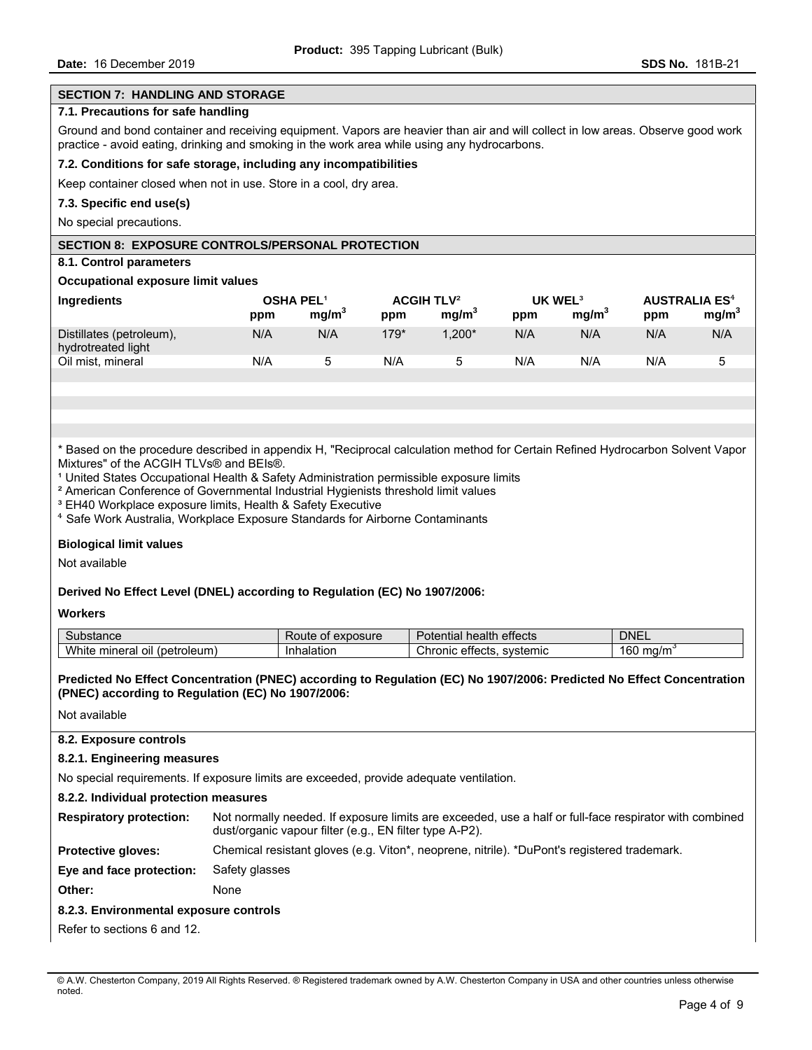## SECTION 7: HANDLING AND STORAGE

### 7.1. Precautions for safe handling

Ground and bond container and receiving equipment. Vapors are heavier than air and will collect in low areas. Observe good work practice - avoid eating, drinking and smoking in the work area while using any hydrocarbons.

### 7.2. Conditions for safe storage, including any incompatibilities

Keep container closed when not in use. Store in a cool, dry area.

### 7.3. Specific end use(s)

No special precautions.

## SECTION 8: EXPOSURE CONTROLS/PERSONAL PROTECTION

### 8.1. Control parameters

**Occupational exposure limit values**

| Ingredients | OSHA PEL[1] | | ACGIH TLV[2] | | UK WEL[3] | | AUSTRALIA ES[4] | |
|---|---|---|---|---|---|---|---|---|
| | ppm | $mg/m^3$ | ppm | $mg/m^3$ | ppm | $mg/m^3$ | ppm | $mg/m^3$ |
| Distillates (petroleum), hydrotreated light | N/A | N/A | 179* | 1,200* | N/A | N/A | N/A | N/A |
| Oil mist, mineral | N/A | 5 | N/A | 5 | N/A | N/A | N/A | 5 |

* Based on the procedure described in appendix H, "Reciprocal calculation method for Certain Refined Hydrocarbon Solvent Vapor Mixtures" of the ACGIH TLVs® and BEIs®.

[1] United States Occupational Health & Safety Administration permissible exposure limits
[2] American Conference of Governmental Industrial Hygienists threshold limit values
[3] EH40 Workplace exposure limits, Health & Safety Executive
[4] Safe Work Australia, Workplace Exposure Standards for Airborne Contaminants

**Biological limit values**

Not available

**Derived No Effect Level (DNEL) according to Regulation (EC) No 1907/2006:**

**Workers**

| Substance | Route of exposure | Potential health effects | DNEL |
|---|---|---|---|
| White mineral oil (petroleum) | Inhalation | Chronic effects, systemic | 160 $mg/m^3$ |

**Predicted No Effect Concentration (PNEC) according to Regulation (EC) No 1907/2006: Predicted No Effect Concentration (PNEC) according to Regulation (EC) No 1907/2006:**

Not available

### 8.2. Exposure controls

#### 8.2.1. Engineering measures

No special requirements. If exposure limits are exceeded, provide adequate ventilation.

#### 8.2.2. Individual protection measures

**Respiratory protection:** Not normally needed. If exposure limits are exceeded, use a half or full-face respirator with combined dust/organic vapour filter (e.g., EN filter type A-P2).

**Protective gloves:** Chemical resistant gloves (e.g. Viton*, neoprene, nitrile). *DuPont's registered trademark.

**Eye and face protection:** Safety glasses

**Other:** None

#### 8.2.3. Environmental exposure controls

Refer to sections 6 and 12.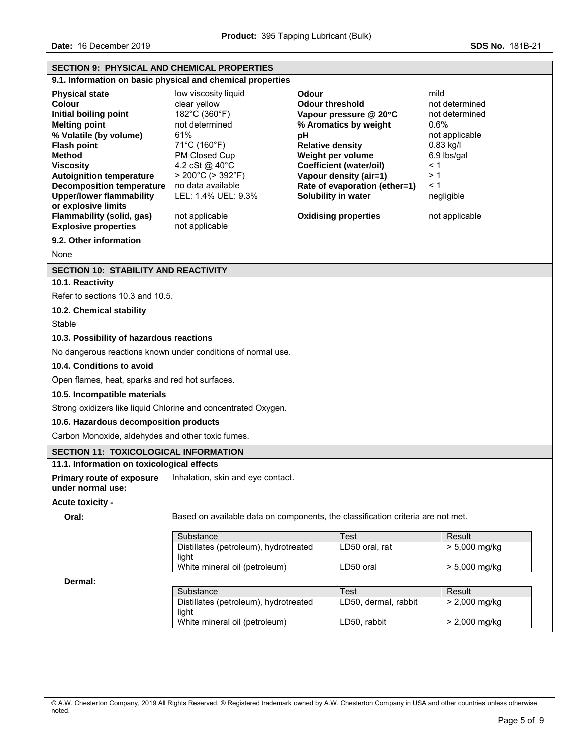## SECTION 9: PHYSICAL AND CHEMICAL PROPERTIES

### 9.1. Information on basic physical and chemical properties

| | | | |
|---|---|---|---|
| **Physical state** | low viscosity liquid | **Odour** | mild |
| **Colour** | clear yellow | **Odour threshold** | not determined |
| **Initial boiling point** | 182°C (360°F) | **Vapour pressure @ 20°C** | not determined |
| **Melting point** | not determined | **% Aromatics by weight** | 0.6% |
| **% Volatile (by volume)** | 61% | **pH** | not applicable |
| **Flash point** | 71°C (160°F) | **Relative density** | 0.83 kg/l |
| **Method** | PM Closed Cup | **Weight per volume** | 6.9 lbs/gal |
| **Viscosity** | 4.2 cSt @ 40°C | **Coefficient (water/oil)** | < 1 |
| **Autoignition temperature** | > 200°C (> 392°F) | **Vapour density (air=1)** | > 1 |
| **Decomposition temperature** | no data available | **Rate of evaporation (ether=1)** | < 1 |
| **Upper/lower flammability or explosive limits** | LEL: 1.4% UEL: 9.3% | **Solubility in water** | negligible |
| **Flammability (solid, gas)** | not applicable | **Oxidising properties** | not applicable |
| **Explosive properties** | not applicable | | |

### 9.2. Other information

None

## SECTION 10: STABILITY AND REACTIVITY

### 10.1. Reactivity

Refer to sections 10.3 and 10.5.

### 10.2. Chemical stability

Stable

### 10.3. Possibility of hazardous reactions

No dangerous reactions known under conditions of normal use.

### 10.4. Conditions to avoid

Open flames, heat, sparks and red hot surfaces.

### 10.5. Incompatible materials

Strong oxidizers like liquid Chlorine and concentrated Oxygen.

### 10.6. Hazardous decomposition products

Carbon Monoxide, aldehydes and other toxic fumes.

## SECTION 11: TOXICOLOGICAL INFORMATION

### 11.1. Information on toxicological effects

**Primary route of exposure under normal use:** Inhalation, skin and eye contact.

**Acute toxicity -**

**Oral:** Based on available data on components, the classification criteria are not met.

| Substance | Test | Result |
|---|---|---|
| Distillates (petroleum), hydrotreated light | LD50 oral, rat | > 5,000 mg/kg |
| White mineral oil (petroleum) | LD50 oral | > 5,000 mg/kg |

**Dermal:**

| Substance | Test | Result |
|---|---|---|
| Distillates (petroleum), hydrotreated light | LD50, dermal, rabbit | > 2,000 mg/kg |
| White mineral oil (petroleum) | LD50, rabbit | > 2,000 mg/kg |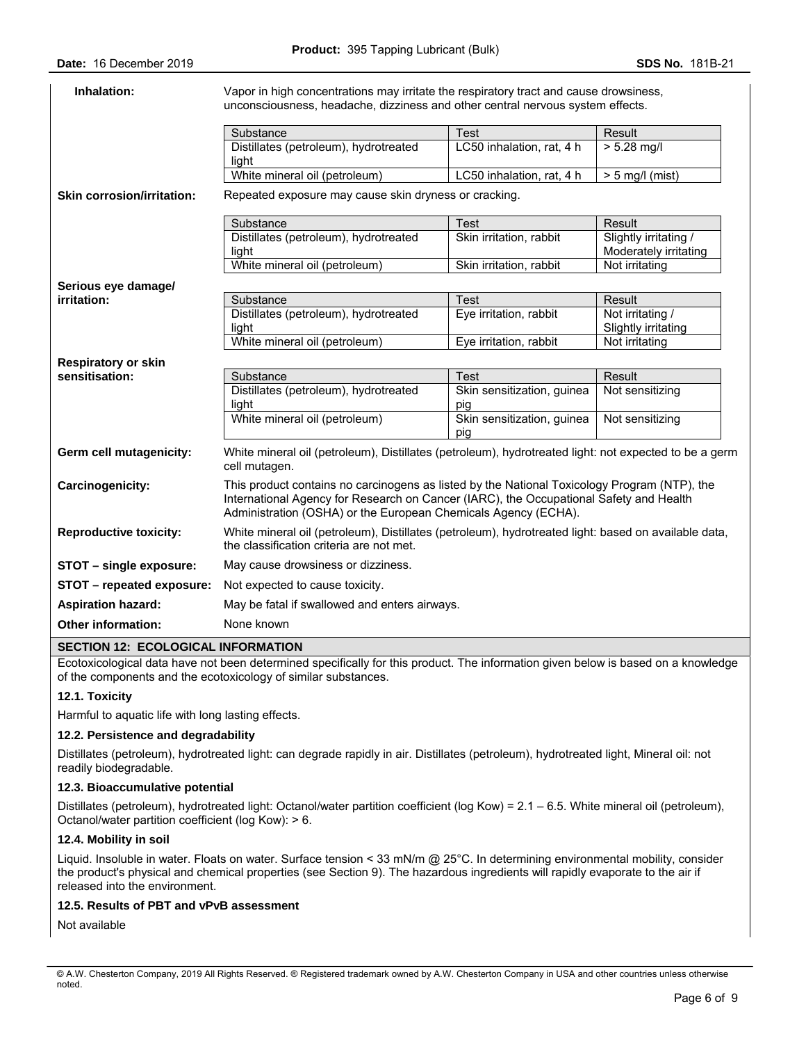**Inhalation:** Vapor in high concentrations may irritate the respiratory tract and cause drowsiness, unconsciousness, headache, dizziness and other central nervous system effects.

| Substance | Test | Result |
|---|---|---|
| Distillates (petroleum), hydrotreated light | LC50 inhalation, rat, 4 h | > 5.28 mg/l |
| White mineral oil (petroleum) | LC50 inhalation, rat, 4 h | > 5 mg/l (mist) |

**Skin corrosion/irritation:** Repeated exposure may cause skin dryness or cracking.

| Substance | Test | Result |
|---|---|---|
| Distillates (petroleum), hydrotreated light | Skin irritation, rabbit | Slightly irritating / Moderately irritating |
| White mineral oil (petroleum) | Skin irritation, rabbit | Not irritating |

**Serious eye damage/ irritation:**

| Substance | Test | Result |
|---|---|---|
| Distillates (petroleum), hydrotreated light | Eye irritation, rabbit | Not irritating / Slightly irritating |
| White mineral oil (petroleum) | Eye irritation, rabbit | Not irritating |

**Respiratory or skin sensitisation:**

| Substance | Test | Result |
|---|---|---|
| Distillates (petroleum), hydrotreated light | Skin sensitization, guinea pig | Not sensitizing |
| White mineral oil (petroleum) | Skin sensitization, guinea pig | Not sensitizing |

**Germ cell mutagenicity:** White mineral oil (petroleum), Distillates (petroleum), hydrotreated light: not expected to be a germ cell mutagen.

**Carcinogenicity:** This product contains no carcinogens as listed by the National Toxicology Program (NTP), the International Agency for Research on Cancer (IARC), the Occupational Safety and Health Administration (OSHA) or the European Chemicals Agency (ECHA).

**Reproductive toxicity:** White mineral oil (petroleum), Distillates (petroleum), hydrotreated light: based on available data, the classification criteria are not met.

**STOT – single exposure:** May cause drowsiness or dizziness.

**STOT – repeated exposure:** Not expected to cause toxicity.

**Aspiration hazard:** May be fatal if swallowed and enters airways.

**Other information:** None known

## SECTION 12: ECOLOGICAL INFORMATION

Ecotoxicological data have not been determined specifically for this product. The information given below is based on a knowledge of the components and the ecotoxicology of similar substances.

### 12.1. Toxicity

Harmful to aquatic life with long lasting effects.

### 12.2. Persistence and degradability

Distillates (petroleum), hydrotreated light: can degrade rapidly in air. Distillates (petroleum), hydrotreated light, Mineral oil: not readily biodegradable.

### 12.3. Bioaccumulative potential

Distillates (petroleum), hydrotreated light: Octanol/water partition coefficient (log Kow) = 2.1 – 6.5. White mineral oil (petroleum), Octanol/water partition coefficient (log Kow): > 6.

### 12.4. Mobility in soil

Liquid. Insoluble in water. Floats on water. Surface tension < 33 mN/m @ 25°C. In determining environmental mobility, consider the product's physical and chemical properties (see Section 9). The hazardous ingredients will rapidly evaporate to the air if released into the environment.

### 12.5. Results of PBT and vPvB assessment

Not available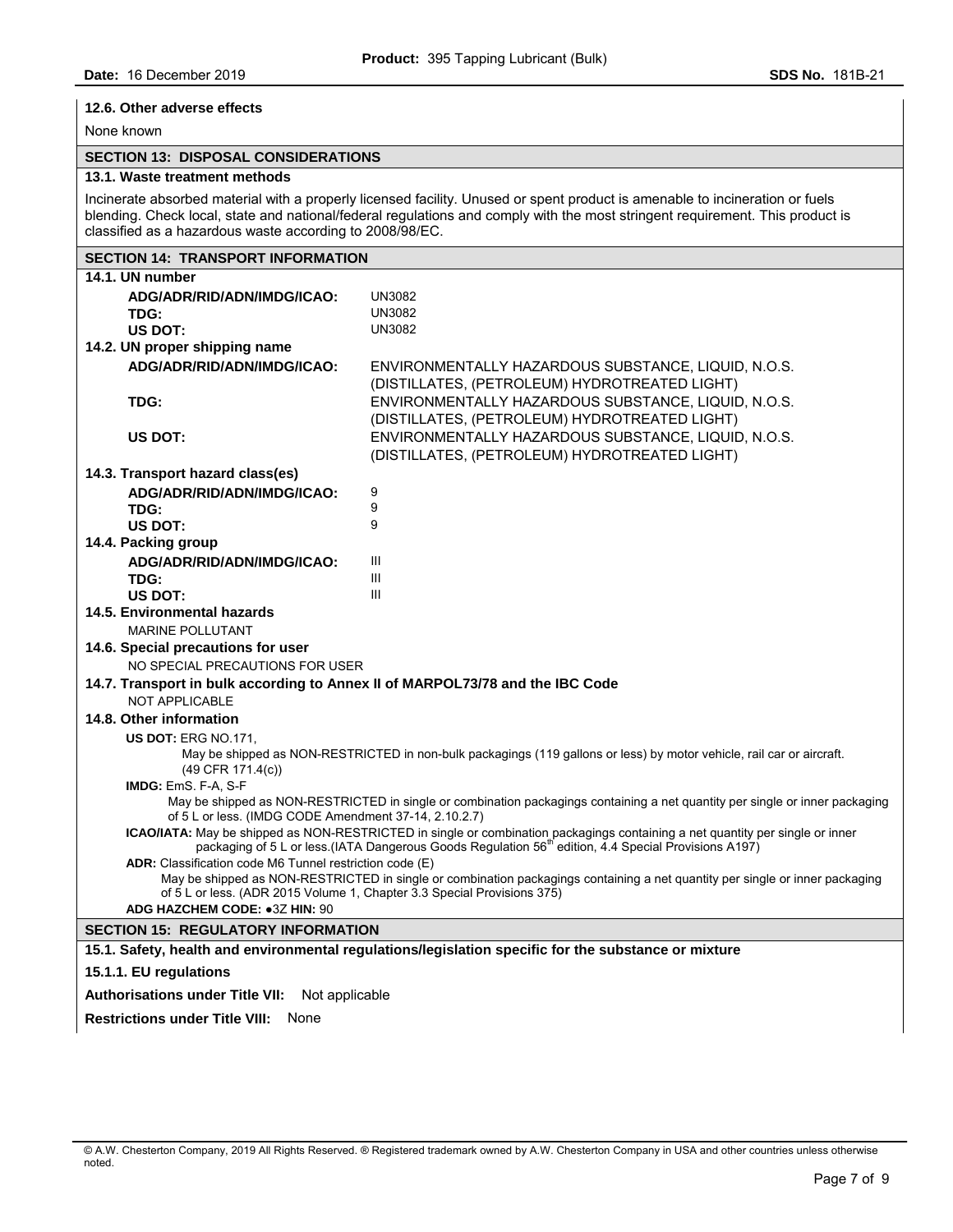**12.6. Other adverse effects**

None known

## SECTION 13: DISPOSAL CONSIDERATIONS

**13.1. Waste treatment methods**

Incinerate absorbed material with a properly licensed facility. Unused or spent product is amenable to incineration or fuels blending. Check local, state and national/federal regulations and comply with the most stringent requirement. This product is classified as a hazardous waste according to 2008/98/EC.

## SECTION 14: TRANSPORT INFORMATION

**14.1. UN number**

| | |
|---|---|
| **ADG/ADR/RID/ADN/IMDG/ICAO:** | UN3082 |
| **TDG:** | UN3082 |
| **US DOT:** | UN3082 |

**14.2. UN proper shipping name**

| | |
|---|---|
| **ADG/ADR/RID/ADN/IMDG/ICAO:** | ENVIRONMENTALLY HAZARDOUS SUBSTANCE, LIQUID, N.O.S. (DISTILLATES, (PETROLEUM) HYDROTREATED LIGHT) |
| **TDG:** | ENVIRONMENTALLY HAZARDOUS SUBSTANCE, LIQUID, N.O.S. (DISTILLATES, (PETROLEUM) HYDROTREATED LIGHT) |
| **US DOT:** | ENVIRONMENTALLY HAZARDOUS SUBSTANCE, LIQUID, N.O.S. (DISTILLATES, (PETROLEUM) HYDROTREATED LIGHT) |

**14.3. Transport hazard class(es)**

| | |
|---|---|
| **ADG/ADR/RID/ADN/IMDG/ICAO:** | 9 |
| **TDG:** | 9 |
| **US DOT:** | 9 |

**14.4. Packing group**

| | |
|---|---|
| **ADG/ADR/RID/ADN/IMDG/ICAO:** | III |
| **TDG:** | III |
| **US DOT:** | III |

**14.5. Environmental hazards**

MARINE POLLUTANT

**14.6. Special precautions for user**

NO SPECIAL PRECAUTIONS FOR USER

**14.7. Transport in bulk according to Annex II of MARPOL73/78 and the IBC Code**

NOT APPLICABLE

**14.8. Other information**

**US DOT:** ERG NO.171,
May be shipped as NON-RESTRICTED in non-bulk packagings (119 gallons or less) by motor vehicle, rail car or aircraft. (49 CFR 171.4(c))

**IMDG:** EmS. F-A, S-F
May be shipped as NON-RESTRICTED in single or combination packagings containing a net quantity per single or inner packaging of 5 L or less. (IMDG CODE Amendment 37-14, 2.10.2.7)

**ICAO/IATA:** May be shipped as NON-RESTRICTED in single or combination packagings containing a net quantity per single or inner packaging of 5 L or less.(IATA Dangerous Goods Regulation 56th edition, 4.4 Special Provisions A197)

**ADR:** Classification code M6 Tunnel restriction code (E)
May be shipped as NON-RESTRICTED in single or combination packagings containing a net quantity per single or inner packaging of 5 L or less. (ADR 2015 Volume 1, Chapter 3.3 Special Provisions 375)

**ADG HAZCHEM CODE:** ●3Z **HIN:** 90

## SECTION 15: REGULATORY INFORMATION

**15.1. Safety, health and environmental regulations/legislation specific for the substance or mixture**

**15.1.1. EU regulations**

**Authorisations under Title VII:** Not applicable

**Restrictions under Title VIII:** None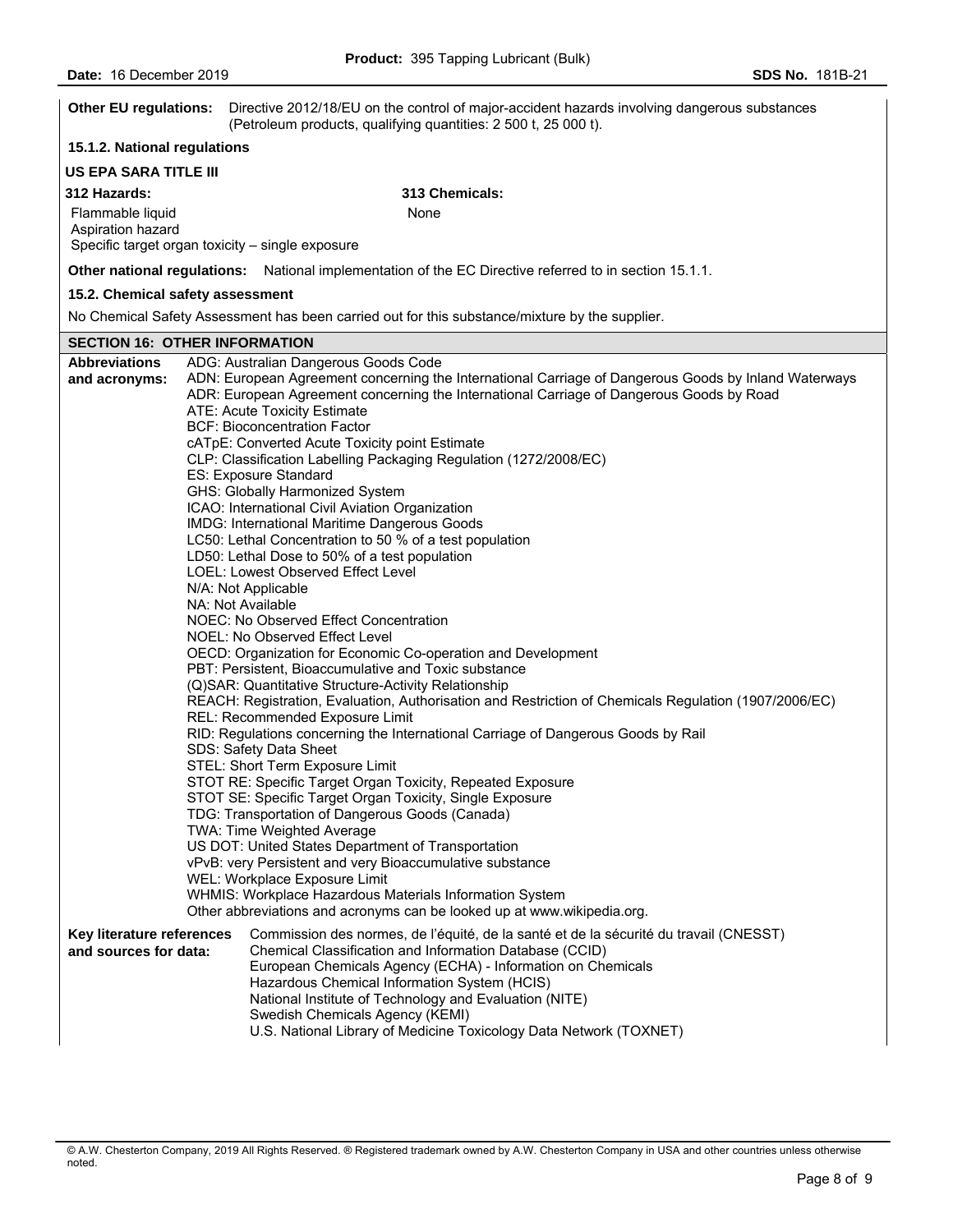**Other EU regulations:** Directive 2012/18/EU on the control of major-accident hazards involving dangerous substances (Petroleum products, qualifying quantities: 2 500 t, 25 000 t).

### 15.1.2. National regulations

**US EPA SARA TITLE III**

| **312 Hazards:** | **313 Chemicals:** |
|---|---|
| Flammable liquid<br>Aspiration hazard<br>Specific target organ toxicity – single exposure | None |

**Other national regulations:** National implementation of the EC Directive referred to in section 15.1.1.

### 15.2. Chemical safety assessment

No Chemical Safety Assessment has been carried out for this substance/mixture by the supplier.

## SECTION 16: OTHER INFORMATION

**Abbreviations and acronyms:**

ADG: Australian Dangerous Goods Code
ADN: European Agreement concerning the International Carriage of Dangerous Goods by Inland Waterways
ADR: European Agreement concerning the International Carriage of Dangerous Goods by Road
ATE: Acute Toxicity Estimate
BCF: Bioconcentration Factor
cATpE: Converted Acute Toxicity point Estimate
CLP: Classification Labelling Packaging Regulation (1272/2008/EC)
ES: Exposure Standard
GHS: Globally Harmonized System
ICAO: International Civil Aviation Organization
IMDG: International Maritime Dangerous Goods
LC50: Lethal Concentration to 50 % of a test population
LD50: Lethal Dose to 50% of a test population
LOEL: Lowest Observed Effect Level
N/A: Not Applicable
NA: Not Available
NOEC: No Observed Effect Concentration
NOEL: No Observed Effect Level
OECD: Organization for Economic Co-operation and Development
PBT: Persistent, Bioaccumulative and Toxic substance
(Q)SAR: Quantitative Structure-Activity Relationship
REACH: Registration, Evaluation, Authorisation and Restriction of Chemicals Regulation (1907/2006/EC)
REL: Recommended Exposure Limit
RID: Regulations concerning the International Carriage of Dangerous Goods by Rail
SDS: Safety Data Sheet
STEL: Short Term Exposure Limit
STOT RE: Specific Target Organ Toxicity, Repeated Exposure
STOT SE: Specific Target Organ Toxicity, Single Exposure
TDG: Transportation of Dangerous Goods (Canada)
TWA: Time Weighted Average
US DOT: United States Department of Transportation
vPvB: very Persistent and very Bioaccumulative substance
WEL: Workplace Exposure Limit
WHMIS: Workplace Hazardous Materials Information System
Other abbreviations and acronyms can be looked up at www.wikipedia.org.

**Key literature references and sources for data:**

Commission des normes, de l'équité, de la santé et de la sécurité du travail (CNESST)
Chemical Classification and Information Database (CCID)
European Chemicals Agency (ECHA) - Information on Chemicals
Hazardous Chemical Information System (HCIS)
National Institute of Technology and Evaluation (NITE)
Swedish Chemicals Agency (KEMI)
U.S. National Library of Medicine Toxicology Data Network (TOXNET)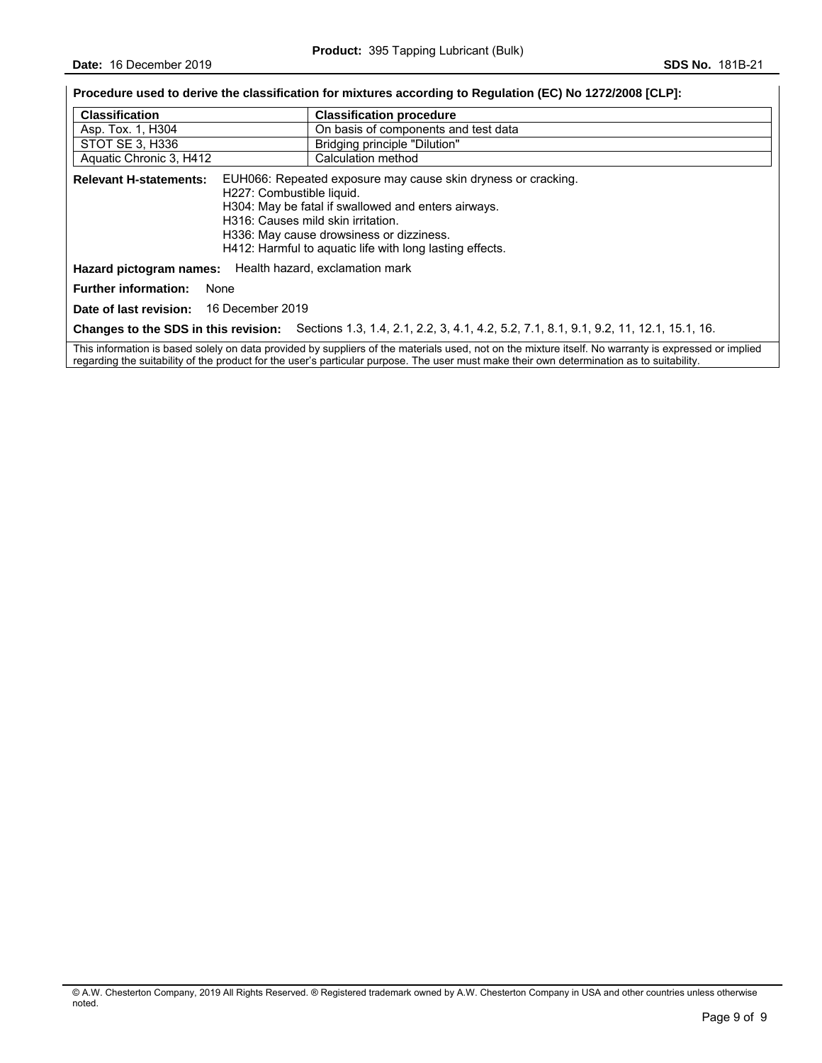**Procedure used to derive the classification for mixtures according to Regulation (EC) No 1272/2008 [CLP]:**

| Classification | Classification procedure |
|---|---|
| Asp. Tox. 1, H304 | On basis of components and test data |
| STOT SE 3, H336 | Bridging principle "Dilution" |
| Aquatic Chronic 3, H412 | Calculation method |

**Relevant H-statements:** EUH066: Repeated exposure may cause skin dryness or cracking.
H227: Combustible liquid.
H304: May be fatal if swallowed and enters airways.
H316: Causes mild skin irritation.
H336: May cause drowsiness or dizziness.
H412: Harmful to aquatic life with long lasting effects.

**Hazard pictogram names:** Health hazard, exclamation mark

**Further information:** None

**Date of last revision:** 16 December 2019

**Changes to the SDS in this revision:** Sections 1.3, 1.4, 2.1, 2.2, 3, 4.1, 4.2, 5.2, 7.1, 8.1, 9.1, 9.2, 11, 12.1, 15.1, 16.

This information is based solely on data provided by suppliers of the materials used, not on the mixture itself. No warranty is expressed or implied regarding the suitability of the product for the user's particular purpose. The user must make their own determination as to suitability.

© A.W. Chesterton Company, 2019 All Rights Reserved. ® Registered trademark owned by A.W. Chesterton Company in USA and other countries unless otherwise noted.